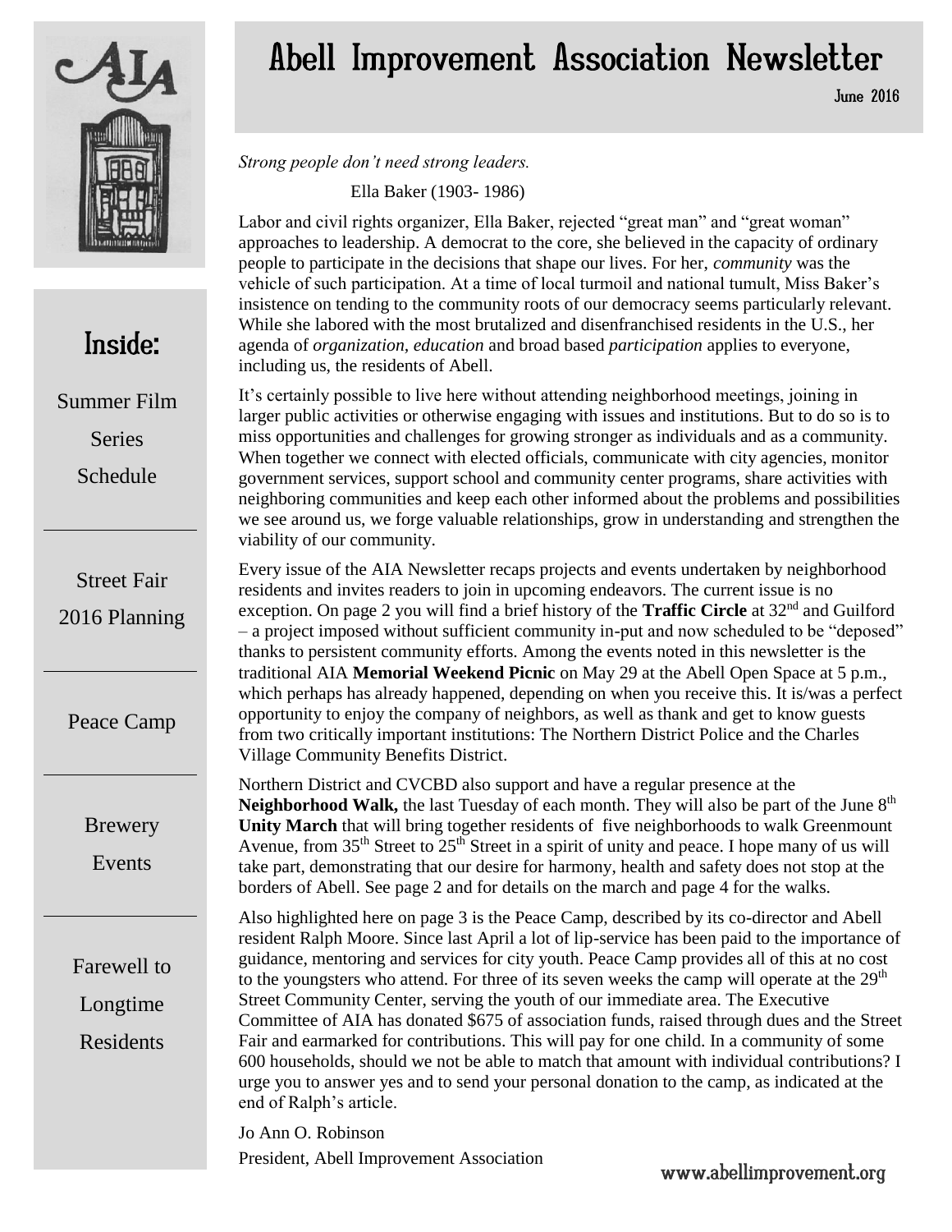# Abell Improvement Association Newsletter

June 2016

## Inside:

Summer Film Series Schedule

Street Fair 2016 Planning

Peace Camp

Brewery Events

Farewell to Longtime Residents

---

*Strong people don't need strong leaders.*

Ella Baker (1903- 1986)

Labor and civil rights organizer, Ella Baker, rejected "great man" and "great woman" approaches to leadership. A democrat to the core, she believed in the capacity of ordinary people to participate in the decisions that shape our lives. For her, *community* was the vehicle of such participation. At a time of local turmoil and national tumult, Miss Baker's insistence on tending to the community roots of our democracy seems particularly relevant. While she labored with the most brutalized and disenfranchised residents in the U.S., her agenda of *organization, education* and broad based *participation* applies to everyone, including us, the residents of Abell.

It's certainly possible to live here without attending neighborhood meetings, joining in larger public activities or otherwise engaging with issues and institutions. But to do so is to miss opportunities and challenges for growing stronger as individuals and as a community. When together we connect with elected officials, communicate with city agencies, monitor government services, support school and community center programs, share activities with neighboring communities and keep each other informed about the problems and possibilities we see around us, we forge valuable relationships, grow in understanding and strengthen the viability of our community.

Every issue of the AIA Newsletter recaps projects and events undertaken by neighborhood residents and invites readers to join in upcoming endeavors. The current issue is no exception. On page 2 you will find a brief history of the **Traffic Circle** at 32nd and Guilford – a project imposed without sufficient community in-put and now scheduled to be "deposed" thanks to persistent community efforts. Among the events noted in this newsletter is the traditional AIA **Memorial Weekend Picnic** on May 29 at the Abell Open Space at 5 p.m., which perhaps has already happened, depending on when you receive this. It is/was a perfect opportunity to enjoy the company of neighbors, as well as thank and get to know guests from two critically important institutions: The Northern District Police and the Charles Village Community Benefits District.

Northern District and CVCBD also support and have a regular presence at the **Neighborhood Walk,** the last Tuesday of each month. They will also be part of the June 8th **Unity March** that will bring together residents of five neighborhoods to walk Greenmount Avenue, from 35th Street to 25th Street in a spirit of unity and peace. I hope many of us will take part, demonstrating that our desire for harmony, health and safety does not stop at the borders of Abell. See page 2 and for details on the march and page 4 for the walks.

Also highlighted here on page 3 is the Peace Camp, described by its co-director and Abell resident Ralph Moore. Since last April a lot of lip-service has been paid to the importance of guidance, mentoring and services for city youth. Peace Camp provides all of this at no cost to the youngsters who attend. For three of its seven weeks the camp will operate at the 29th Street Community Center, serving the youth of our immediate area. The Executive Committee of AIA has donated $675 of association funds, raised through dues and the Street Fair and earmarked for contributions. This will pay for one child. In a community of some 600 households, should we not be able to match that amount with individual contributions? I urge you to answer yes and to send your personal donation to the camp, as indicated at the end of Ralph's article.

Jo Ann O. Robinson

President, Abell Improvement Association

www.abellimprovement.org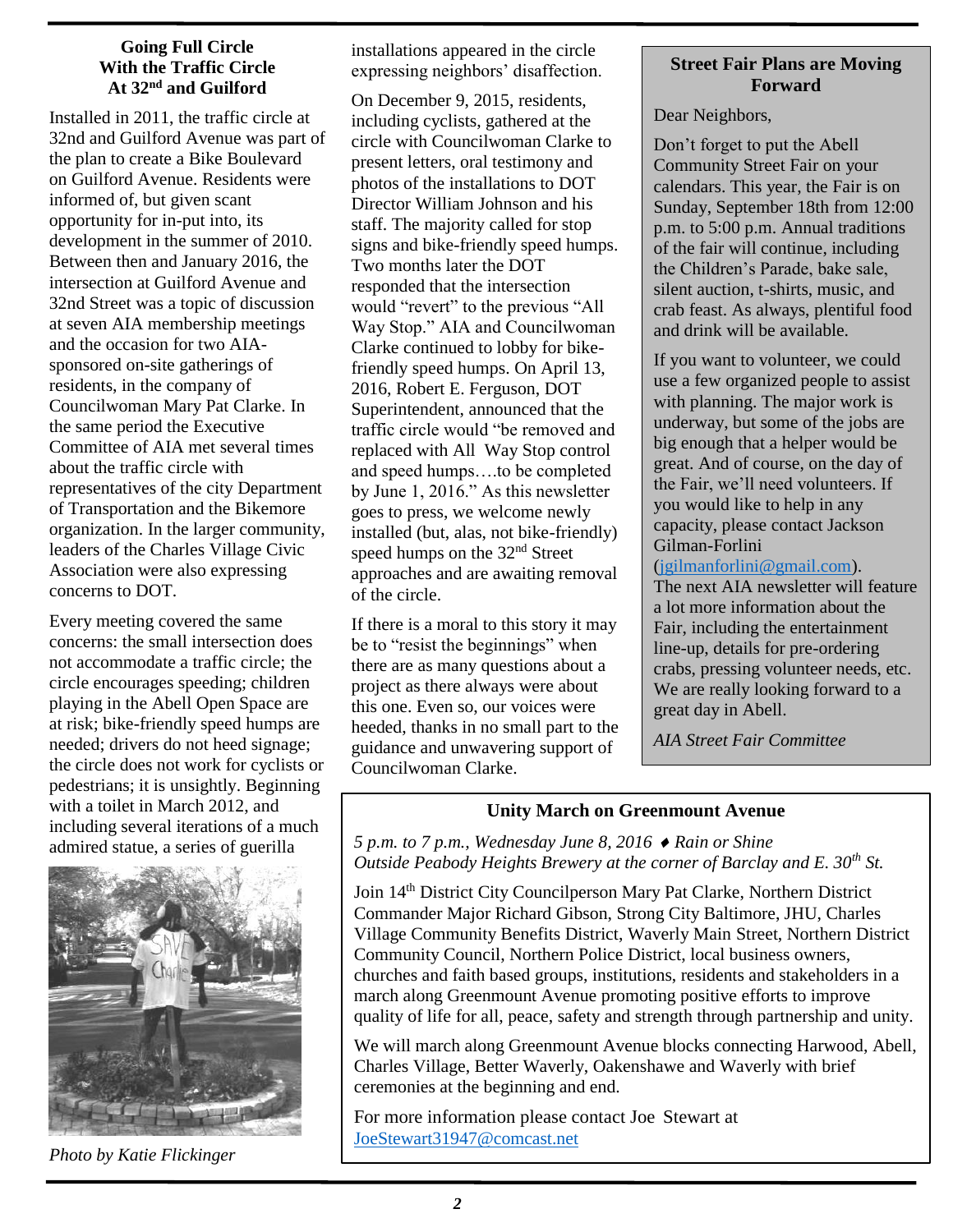## Going Full Circle With the Traffic Circle At 32nd and Guilford

Installed in 2011, the traffic circle at 32nd and Guilford Avenue was part of the plan to create a Bike Boulevard on Guilford Avenue. Residents were informed of, but given scant opportunity for in-put into, its development in the summer of 2010. Between then and January 2016, the intersection at Guilford Avenue and 32nd Street was a topic of discussion at seven AIA membership meetings and the occasion for two AIA-sponsored on-site gatherings of residents, in the company of Councilwoman Mary Pat Clarke. In the same period the Executive Committee of AIA met several times about the traffic circle with representatives of the city Department of Transportation and the Bikemore organization. In the larger community, leaders of the Charles Village Civic Association were also expressing concerns to DOT.

Every meeting covered the same concerns: the small intersection does not accommodate a traffic circle; the circle encourages speeding; children playing in the Abell Open Space are at risk; bike-friendly speed humps are needed; drivers do not heed signage; the circle does not work for cyclists or pedestrians; it is unsightly. Beginning with a toilet in March 2012, and including several iterations of a much admired statue, a series of guerilla installations appeared in the circle expressing neighbors' disaffection.

*Photo by Katie Flickinger*

On December 9, 2015, residents, including cyclists, gathered at the circle with Councilwoman Clarke to present letters, oral testimony and photos of the installations to DOT Director William Johnson and his staff. The majority called for stop signs and bike-friendly speed humps. Two months later the DOT responded that the intersection would "revert" to the previous "All Way Stop." AIA and Councilwoman Clarke continued to lobby for bike-friendly speed humps. On April 13, 2016, Robert E. Ferguson, DOT Superintendent, announced that the traffic circle would "be removed and replaced with All Way Stop control and speed humps….to be completed by June 1, 2016." As this newsletter goes to press, we welcome newly installed (but, alas, not bike-friendly) speed humps on the 32nd Street approaches and are awaiting removal of the circle.

If there is a moral to this story it may be to "resist the beginnings" when there are as many questions about a project as there always were about this one. Even so, our voices were heeded, thanks in no small part to the guidance and unwavering support of Councilwoman Clarke.

## Street Fair Plans are Moving Forward

Dear Neighbors,

Don't forget to put the Abell Community Street Fair on your calendars. This year, the Fair is on Sunday, September 18th from 12:00 p.m. to 5:00 p.m. Annual traditions of the fair will continue, including the Children's Parade, bake sale, silent auction, t-shirts, music, and crab feast. As always, plentiful food and drink will be available.

If you want to volunteer, we could use a few organized people to assist with planning. The major work is underway, but some of the jobs are big enough that a helper would be great. And of course, on the day of the Fair, we'll need volunteers. If you would like to help in any capacity, please contact Jackson Gilman-Forlini (jgilmanforlini@gmail.com). The next AIA newsletter will feature a lot more information about the Fair, including the entertainment line-up, details for pre-ordering crabs, pressing volunteer needs, etc. We are really looking forward to a great day in Abell.

*AIA Street Fair Committee*

## Unity March on Greenmount Avenue

*5 p.m. to 7 p.m., Wednesday June 8, 2016 ♦ Rain or Shine*
*Outside Peabody Heights Brewery at the corner of Barclay and E. 30th St.*

Join 14th District City Councilperson Mary Pat Clarke, Northern District Commander Major Richard Gibson, Strong City Baltimore, JHU, Charles Village Community Benefits District, Waverly Main Street, Northern District Community Council, Northern Police District, local business owners, churches and faith based groups, institutions, residents and stakeholders in a march along Greenmount Avenue promoting positive efforts to improve quality of life for all, peace, safety and strength through partnership and unity.

We will march along Greenmount Avenue blocks connecting Harwood, Abell, Charles Village, Better Waverly, Oakenshawe and Waverly with brief ceremonies at the beginning and end.

For more information please contact Joe Stewart at JoeStewart31947@comcast.net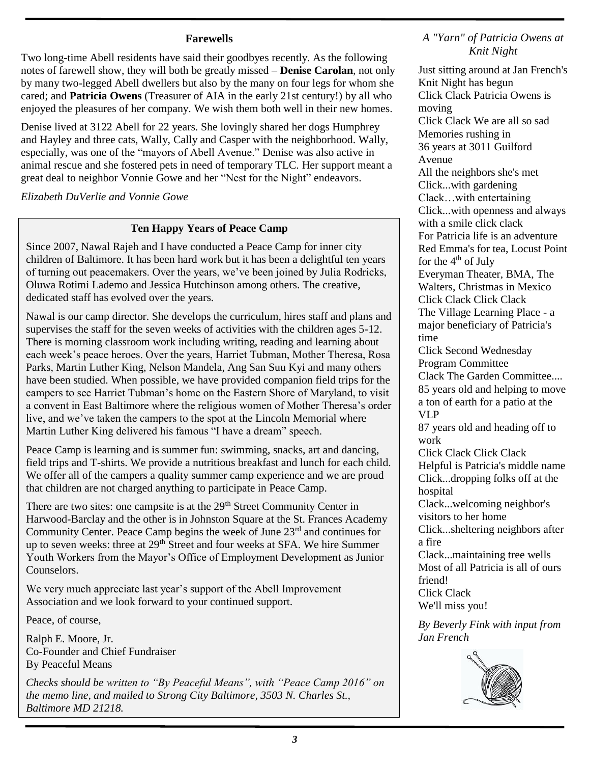## Farewells

Two long-time Abell residents have said their goodbyes recently. As the following notes of farewell show, they will both be greatly missed – **Denise Carolan**, not only by many two-legged Abell dwellers but also by the many on four legs for whom she cared; and **Patricia Owens** (Treasurer of AIA in the early 21st century!) by all who enjoyed the pleasures of her company. We wish them both well in their new homes.

Denise lived at 3122 Abell for 22 years. She lovingly shared her dogs Humphrey and Hayley and three cats, Wally, Cally and Casper with the neighborhood. Wally, especially, was one of the "mayors of Abell Avenue." Denise was also active in animal rescue and she fostered pets in need of temporary TLC. Her support meant a great deal to neighbor Vonnie Gowe and her "Nest for the Night" endeavors.

*Elizabeth DuVerlie and Vonnie Gowe*

## Ten Happy Years of Peace Camp

Since 2007, Nawal Rajeh and I have conducted a Peace Camp for inner city children of Baltimore. It has been hard work but it has been a delightful ten years of turning out peacemakers. Over the years, we've been joined by Julia Rodricks, Oluwa Rotimi Lademo and Jessica Hutchinson among others. The creative, dedicated staff has evolved over the years.

Nawal is our camp director. She develops the curriculum, hires staff and plans and supervises the staff for the seven weeks of activities with the children ages 5-12. There is morning classroom work including writing, reading and learning about each week's peace heroes. Over the years, Harriet Tubman, Mother Theresa, Rosa Parks, Martin Luther King, Nelson Mandela, Ang San Suu Kyi and many others have been studied. When possible, we have provided companion field trips for the campers to see Harriet Tubman's home on the Eastern Shore of Maryland, to visit a convent in East Baltimore where the religious women of Mother Theresa's order live, and we've taken the campers to the spot at the Lincoln Memorial where Martin Luther King delivered his famous "I have a dream" speech.

Peace Camp is learning and is summer fun: swimming, snacks, art and dancing, field trips and T-shirts. We provide a nutritious breakfast and lunch for each child. We offer all of the campers a quality summer camp experience and we are proud that children are not charged anything to participate in Peace Camp.

There are two sites: one campsite is at the 29th Street Community Center in Harwood-Barclay and the other is in Johnston Square at the St. Frances Academy Community Center. Peace Camp begins the week of June 23rd and continues for up to seven weeks: three at 29th Street and four weeks at SFA. We hire Summer Youth Workers from the Mayor's Office of Employment Development as Junior Counselors.

We very much appreciate last year's support of the Abell Improvement Association and we look forward to your continued support.

Peace, of course,

Ralph E. Moore, Jr.  
Co-Founder and Chief Fundraiser  
By Peaceful Means

*Checks should be written to "By Peaceful Means", with "Peace Camp 2016" on the memo line, and mailed to Strong City Baltimore, 3503 N. Charles St., Baltimore MD 21218.*

### *A "Yarn" of Patricia Owens at Knit Night*

Just sitting around at Jan French's Knit Night has begun  
Click Clack Patricia Owens is moving  
Click Clack We are all so sad  
Memories rushing in  
36 years at 3011 Guilford Avenue  
All the neighbors she's met  
Click...with gardening  
Clack…with entertaining  
Click...with openness and always with a smile click clack  
For Patricia life is an adventure  
Red Emma's for tea, Locust Point for the 4th of July  
Everyman Theater, BMA, The Walters, Christmas in Mexico  
Click Clack Click Clack  
The Village Learning Place - a major beneficiary of Patricia's time  
Click Second Wednesday Program Committee  
Clack The Garden Committee....  
85 years old and helping to move a ton of earth for a patio at the VLP  
87 years old and heading off to work  
Click Clack Click Clack  
Helpful is Patricia's middle name  
Click...dropping folks off at the hospital  
Clack...welcoming neighbor's visitors to her home  
Click...sheltering neighbors after a fire  
Clack...maintaining tree wells  
Most of all Patricia is all of ours friend!  
Click Clack  
We'll miss you!

*By Beverly Fink with input from Jan French*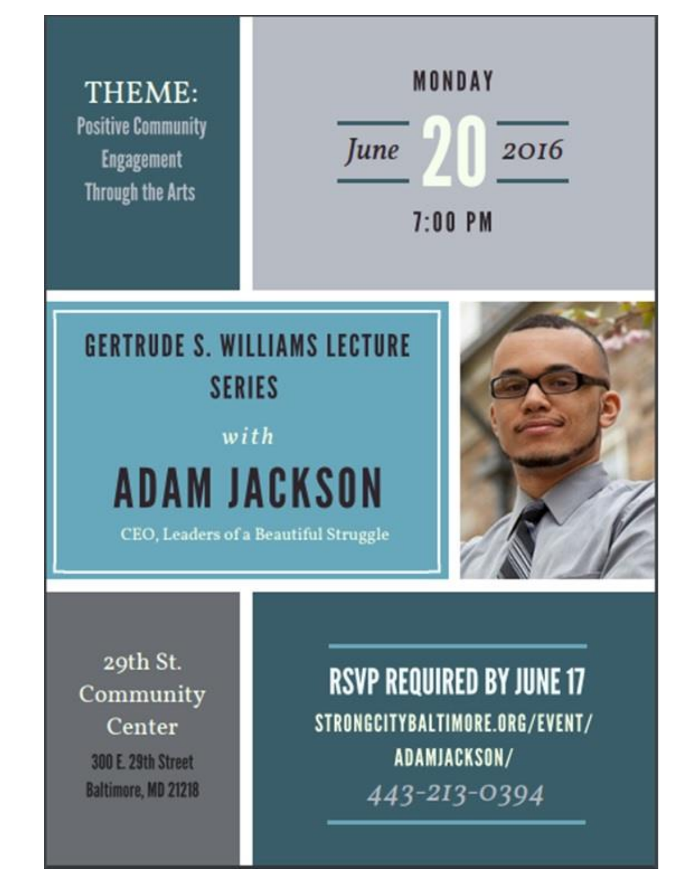**THEME:**
Positive Community Engagement Through the Arts

MONDAY

June **20** 2016

7:00 PM

## GERTRUDE S. WILLIAMS LECTURE SERIES

*with*

# ADAM JACKSON

CEO, Leaders of a Beautiful Struggle

29th St. Community Center

300 E. 29th Street
Baltimore, MD 21218

**RSVP REQUIRED BY JUNE 17**

STRONGCITYBALTIMORE.ORG/EVENT/ADAMJACKSON/

443-213-0394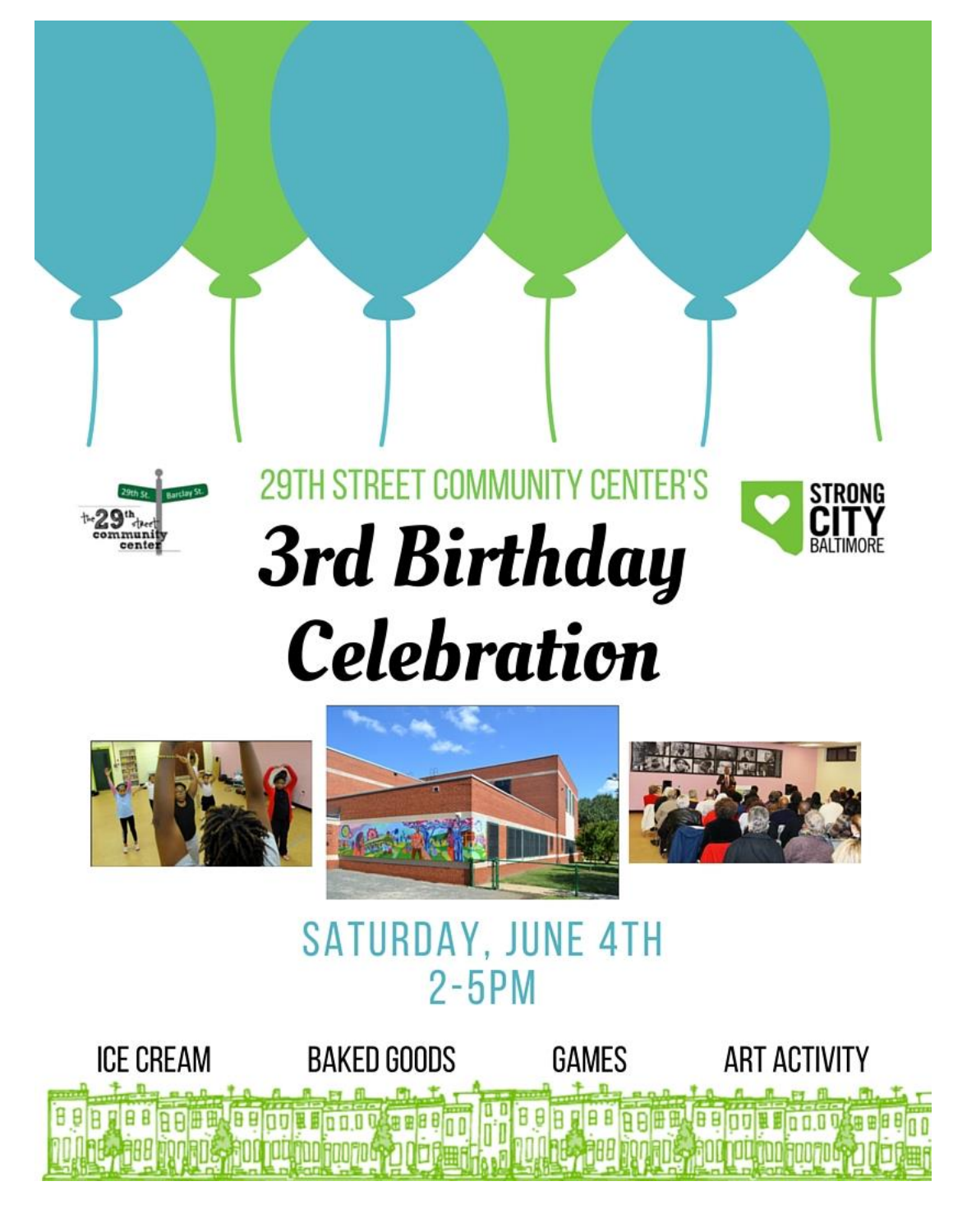## 29TH STREET COMMUNITY CENTER'S

# 3rd Birthday Celebration

## SATURDAY, JUNE 4TH
## 2-5PM

ICE CREAM     BAKED GOODS     GAMES     ART ACTIVITY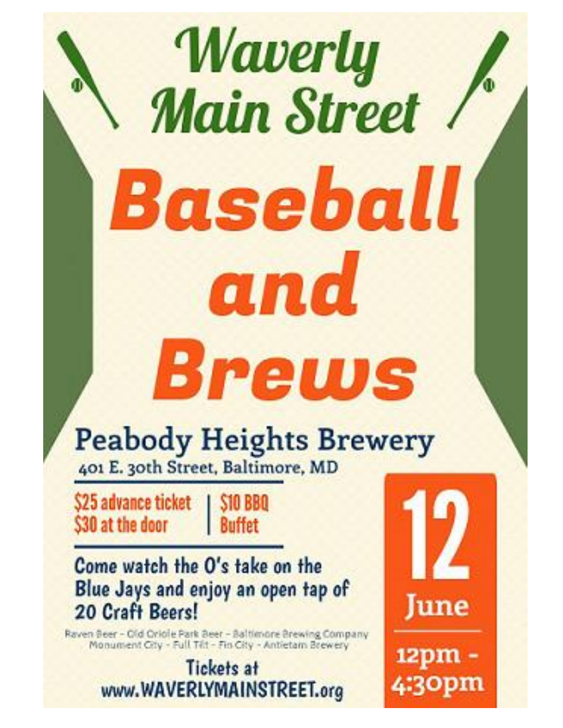# Waverly Main Street

# Baseball and Brews

## Peabody Heights Brewery

401 E. 30th Street, Baltimore, MD

$25 advance ticket | $10 BBQ Buffet
$30 at the door

**Come watch the O's take on the Blue Jays and enjoy an open tap of 20 Craft Beers!**

Raven Beer - Old Oriole Park Beer - Baltimore Brewing Company
Monument City - Full Tilt - Fin City - Antietam Brewery

**Tickets at www.WAVERLYMAINSTREET.org**

**12 June**

**12pm - 4:30pm**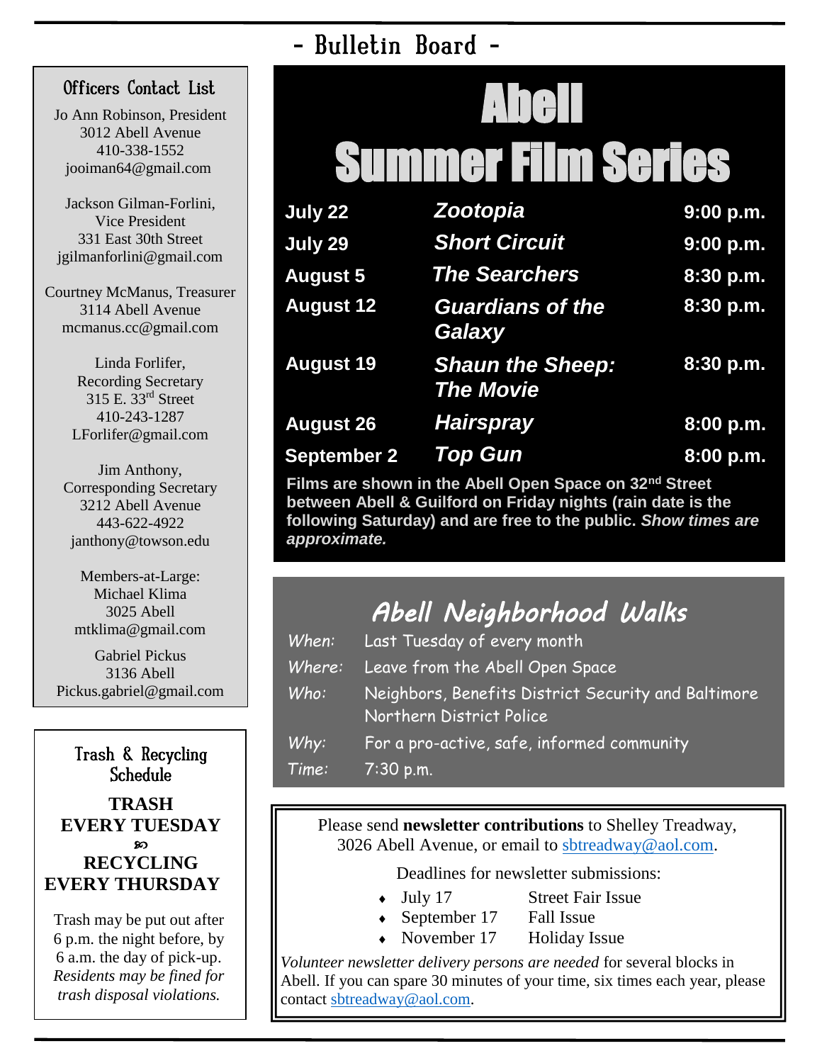# - Bulletin Board -

## Officers Contact List

Jo Ann Robinson, President
3012 Abell Avenue
410-338-1552
jooiman64@gmail.com

Jackson Gilman-Forlini,
Vice President
331 East 30th Street
jgilmanforlini@gmail.com

Courtney McManus, Treasurer
3114 Abell Avenue
mcmanus.cc@gmail.com

Linda Forlifer,
Recording Secretary
315 E. 33rd Street
410-243-1287
LForlifer@gmail.com

Jim Anthony,
Corresponding Secretary
3212 Abell Avenue
443-622-4922
janthony@towson.edu

Members-at-Large:
Michael Klima
3025 Abell
mtklima@gmail.com

Gabriel Pickus
3136 Abell
Pickus.gabriel@gmail.com

## Trash & Recycling Schedule

**TRASH**
**EVERY TUESDAY**

**RECYCLING**
**EVERY THURSDAY**

Trash may be put out after 6 p.m. the night before, by 6 a.m. the day of pick-up. *Residents may be fined for trash disposal violations.*

## Abell Summer Film Series

| | | |
|---|---|---|
| **July 22** | ***Zootopia*** | **9:00 p.m.** |
| **July 29** | ***Short Circuit*** | **9:00 p.m.** |
| **August 5** | ***The Searchers*** | **8:30 p.m.** |
| **August 12** | ***Guardians of the Galaxy*** | **8:30 p.m.** |
| **August 19** | ***Shaun the Sheep: The Movie*** | **8:30 p.m.** |
| **August 26** | ***Hairspray*** | **8:00 p.m.** |
| **September 2** | ***Top Gun*** | **8:00 p.m.** |

**Films are shown in the Abell Open Space on 32nd Street between Abell & Guilford on Friday nights (rain date is the following Saturday) and are free to the public. *Show times are approximate.***

## Abell Neighborhood Walks

*When:* Last Tuesday of every month
*Where:* Leave from the Abell Open Space
*Who:* Neighbors, Benefits District Security and Baltimore Northern District Police
*Why:* For a pro-active, safe, informed community
*Time:* 7:30 p.m.

Please send **newsletter contributions** to Shelley Treadway, 3026 Abell Avenue, or email to sbtreadway@aol.com.

Deadlines for newsletter submissions:

- July 17 — Street Fair Issue
- September 17 — Fall Issue
- November 17 — Holiday Issue

*Volunteer newsletter delivery persons are needed* for several blocks in Abell. If you can spare 30 minutes of your time, six times each year, please contact sbtreadway@aol.com.